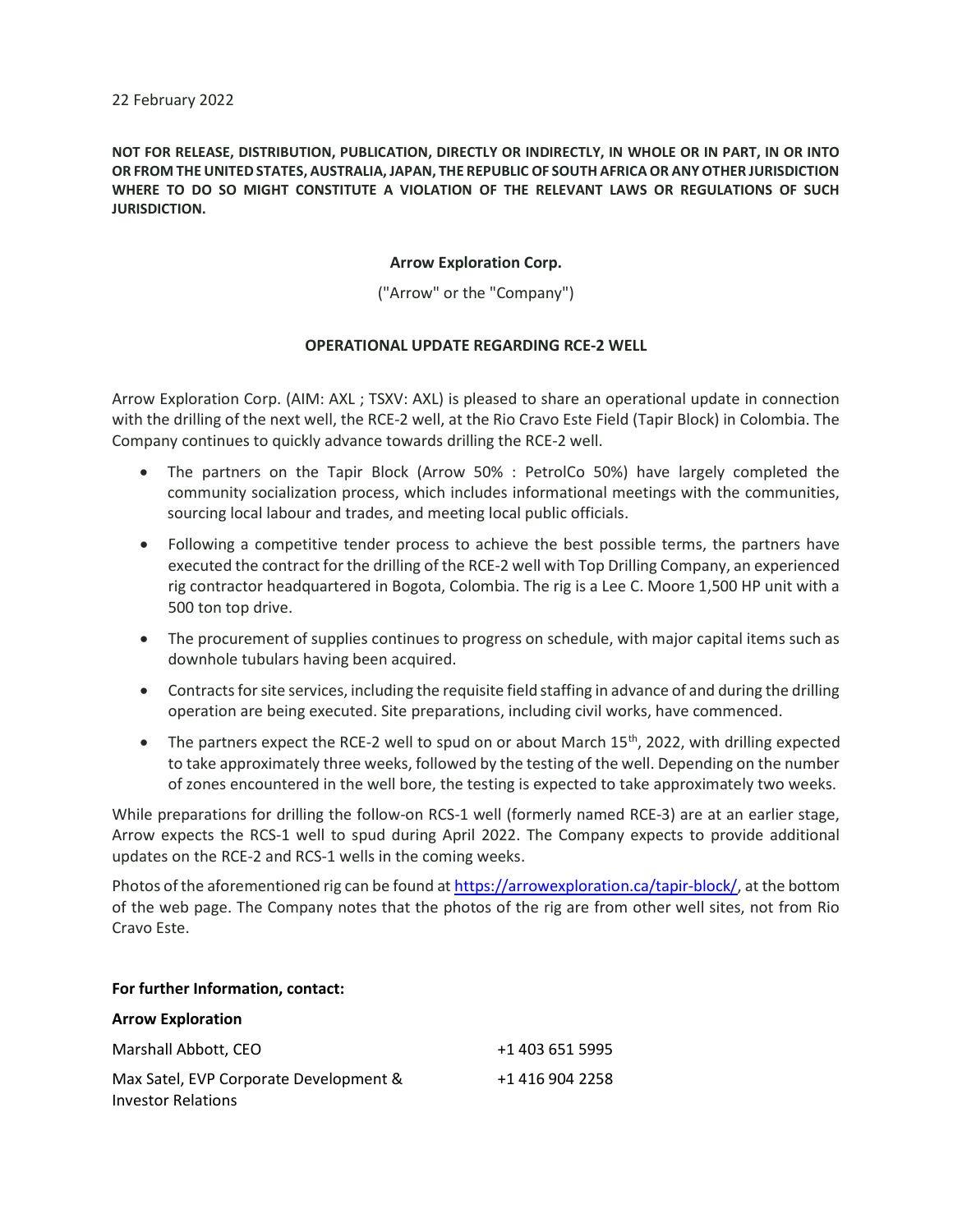22 February 2022

**NOT FOR RELEASE, DISTRIBUTION, PUBLICATION, DIRECTLY OR INDIRECTLY, IN WHOLE OR IN PART, IN OR INTO OR FROM THE UNITED STATES, AUSTRALIA, JAPAN, THE REPUBLIC OF SOUTH AFRICA OR ANY OTHER JURISDICTION WHERE TO DO SO MIGHT CONSTITUTE A VIOLATION OF THE RELEVANT LAWS OR REGULATIONS OF SUCH JURISDICTION.**

**Arrow Exploration Corp.**

("Arrow" or the "Company")

**OPERATIONAL UPDATE REGARDING RCE-2 WELL**

Arrow Exploration Corp. (AIM: AXL ; TSXV: AXL) is pleased to share an operational update in connection with the drilling of the next well, the RCE-2 well, at the Rio Cravo Este Field (Tapir Block) in Colombia. The Company continues to quickly advance towards drilling the RCE-2 well.

- The partners on the Tapir Block (Arrow 50% : PetrolCo 50%) have largely completed the community socialization process, which includes informational meetings with the communities, sourcing local labour and trades, and meeting local public officials.
- Following a competitive tender process to achieve the best possible terms, the partners have executed the contract for the drilling of the RCE-2 well with Top Drilling Company, an experienced rig contractor headquartered in Bogota, Colombia. The rig is a Lee C. Moore 1,500 HP unit with a 500 ton top drive.
- The procurement of supplies continues to progress on schedule, with major capital items such as downhole tubulars having been acquired.
- Contracts for site services, including the requisite field staffing in advance of and during the drilling operation are being executed. Site preparations, including civil works, have commenced.
- The partners expect the RCE-2 well to spud on or about March 15th, 2022, with drilling expected to take approximately three weeks, followed by the testing of the well. Depending on the number of zones encountered in the well bore, the testing is expected to take approximately two weeks.

While preparations for drilling the follow-on RCS-1 well (formerly named RCE-3) are at an earlier stage, Arrow expects the RCS-1 well to spud during April 2022. The Company expects to provide additional updates on the RCE-2 and RCS-1 wells in the coming weeks.

Photos of the aforementioned rig can be found at https://arrowexploration.ca/tapir-block/, at the bottom of the web page. The Company notes that the photos of the rig are from other well sites, not from Rio Cravo Este.

**For further Information, contact:**

**Arrow Exploration**

| | |
|---|---|
| Marshall Abbott, CEO | +1 403 651 5995 |
| Max Satel, EVP Corporate Development & Investor Relations | +1 416 904 2258 |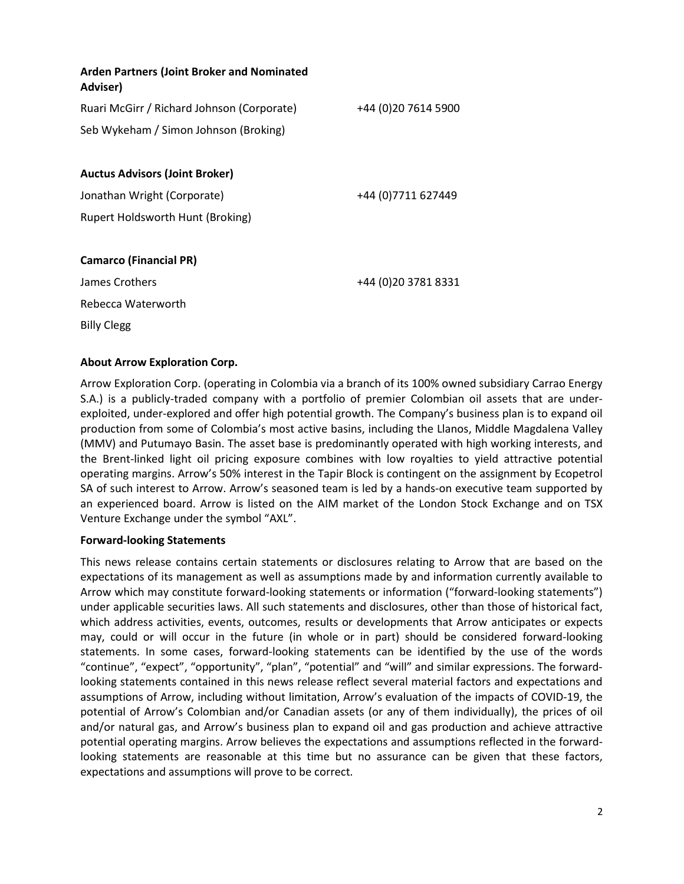**Arden Partners (Joint Broker and Nominated Adviser)**

Ruari McGirr / Richard Johnson (Corporate) +44 (0)20 7614 5900

Seb Wykeham / Simon Johnson (Broking)

**Auctus Advisors (Joint Broker)**

Jonathan Wright (Corporate) +44 (0)7711 627449

Rupert Holdsworth Hunt (Broking)

**Camarco (Financial PR)**

James Crothers +44 (0)20 3781 8331

Rebecca Waterworth

Billy Clegg

**About Arrow Exploration Corp.**

Arrow Exploration Corp. (operating in Colombia via a branch of its 100% owned subsidiary Carrao Energy S.A.) is a publicly-traded company with a portfolio of premier Colombian oil assets that are under-exploited, under-explored and offer high potential growth. The Company's business plan is to expand oil production from some of Colombia's most active basins, including the Llanos, Middle Magdalena Valley (MMV) and Putumayo Basin. The asset base is predominantly operated with high working interests, and the Brent-linked light oil pricing exposure combines with low royalties to yield attractive potential operating margins. Arrow's 50% interest in the Tapir Block is contingent on the assignment by Ecopetrol SA of such interest to Arrow. Arrow's seasoned team is led by a hands-on executive team supported by an experienced board. Arrow is listed on the AIM market of the London Stock Exchange and on TSX Venture Exchange under the symbol "AXL".

**Forward-looking Statements**

This news release contains certain statements or disclosures relating to Arrow that are based on the expectations of its management as well as assumptions made by and information currently available to Arrow which may constitute forward-looking statements or information ("forward-looking statements") under applicable securities laws. All such statements and disclosures, other than those of historical fact, which address activities, events, outcomes, results or developments that Arrow anticipates or expects may, could or will occur in the future (in whole or in part) should be considered forward-looking statements. In some cases, forward-looking statements can be identified by the use of the words "continue", "expect", "opportunity", "plan", "potential" and "will" and similar expressions. The forward-looking statements contained in this news release reflect several material factors and expectations and assumptions of Arrow, including without limitation, Arrow's evaluation of the impacts of COVID-19, the potential of Arrow's Colombian and/or Canadian assets (or any of them individually), the prices of oil and/or natural gas, and Arrow's business plan to expand oil and gas production and achieve attractive potential operating margins. Arrow believes the expectations and assumptions reflected in the forward-looking statements are reasonable at this time but no assurance can be given that these factors, expectations and assumptions will prove to be correct.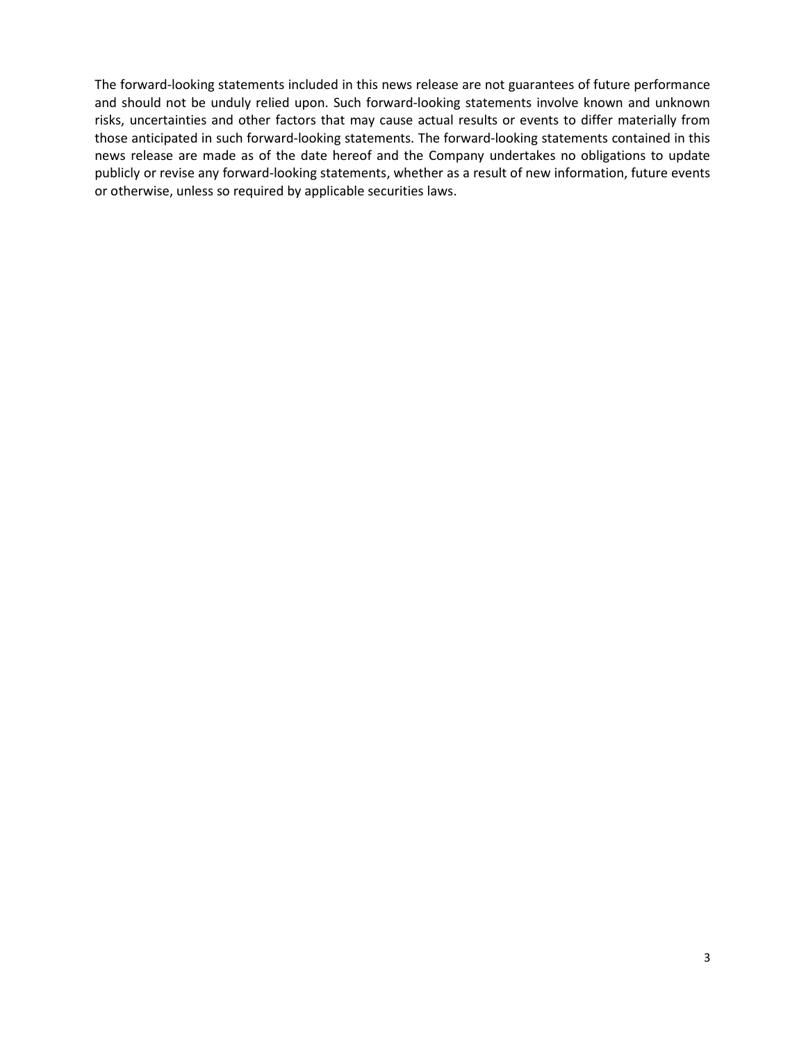The forward-looking statements included in this news release are not guarantees of future performance and should not be unduly relied upon. Such forward-looking statements involve known and unknown risks, uncertainties and other factors that may cause actual results or events to differ materially from those anticipated in such forward-looking statements. The forward-looking statements contained in this news release are made as of the date hereof and the Company undertakes no obligations to update publicly or revise any forward-looking statements, whether as a result of new information, future events or otherwise, unless so required by applicable securities laws.